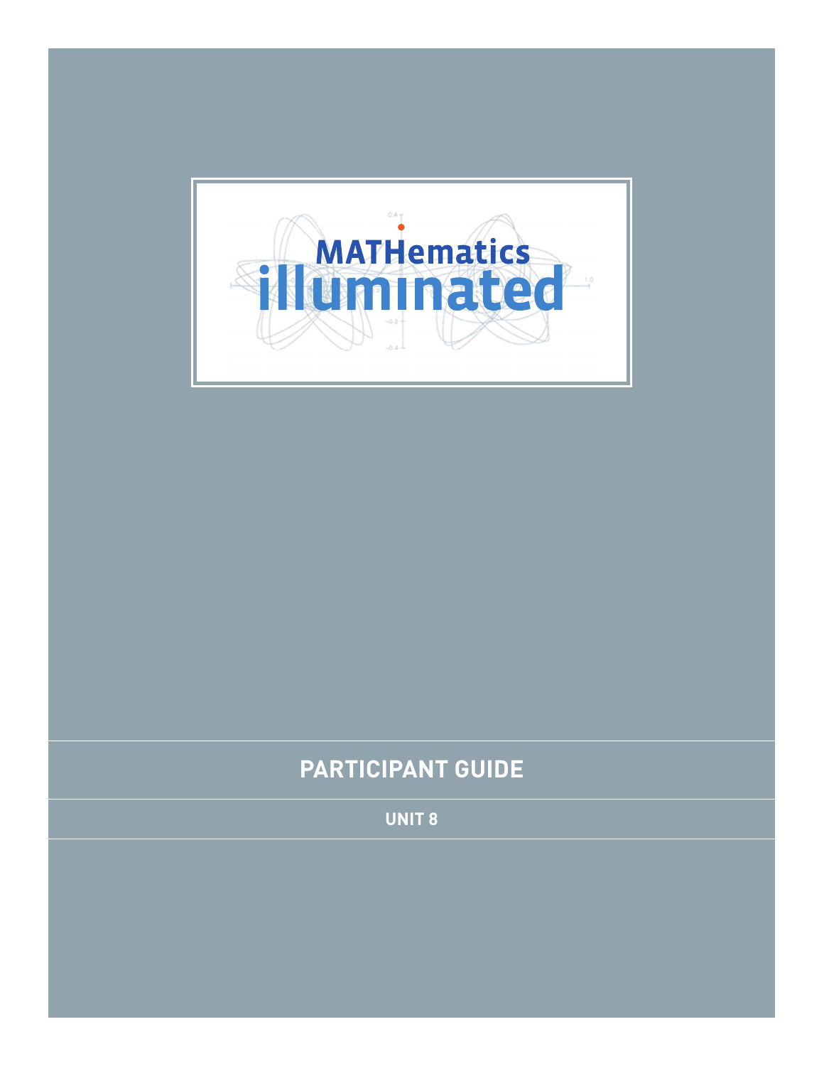# MATHematics illuminated

## PARTICIPANT GUIDE

### UNIT 8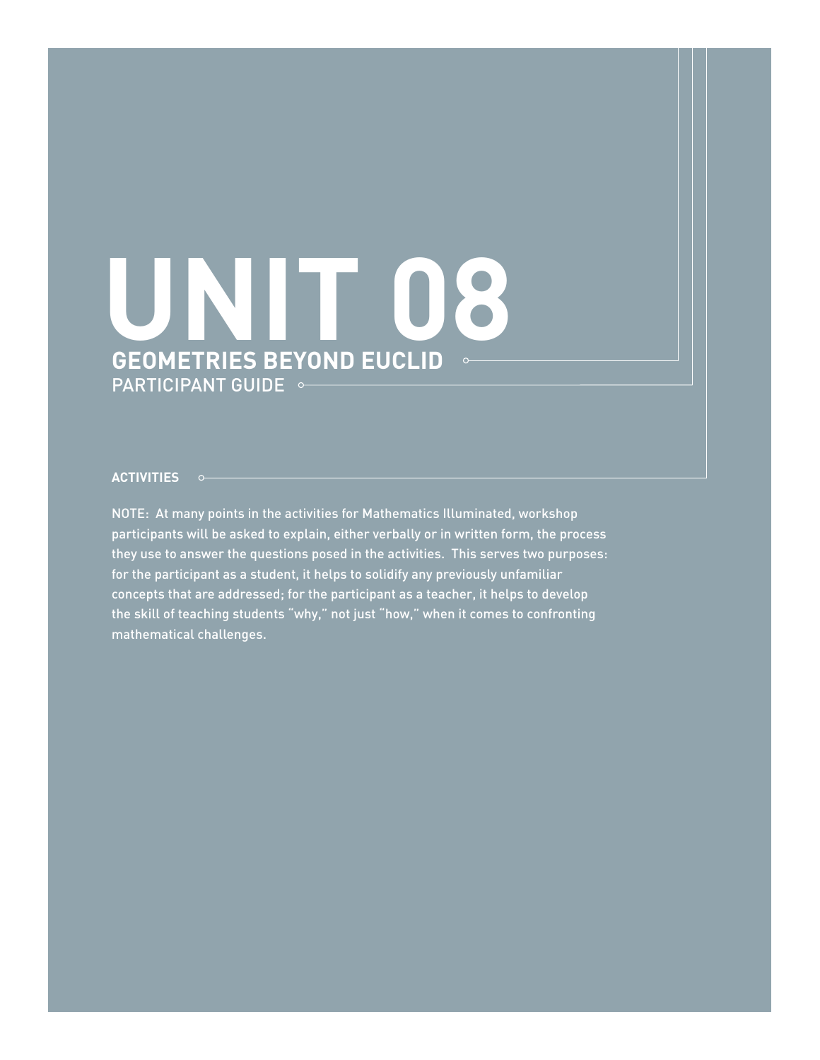# UNIT 08

## GEOMETRIES BEYOND EUCLID

PARTICIPANT GUIDE

**ACTIVITIES**

NOTE: At many points in the activities for Mathematics Illuminated, workshop participants will be asked to explain, either verbally or in written form, the process they use to answer the questions posed in the activities. This serves two purposes: for the participant as a student, it helps to solidify any previously unfamiliar concepts that are addressed; for the participant as a teacher, it helps to develop the skill of teaching students "why," not just "how," when it comes to confronting mathematical challenges.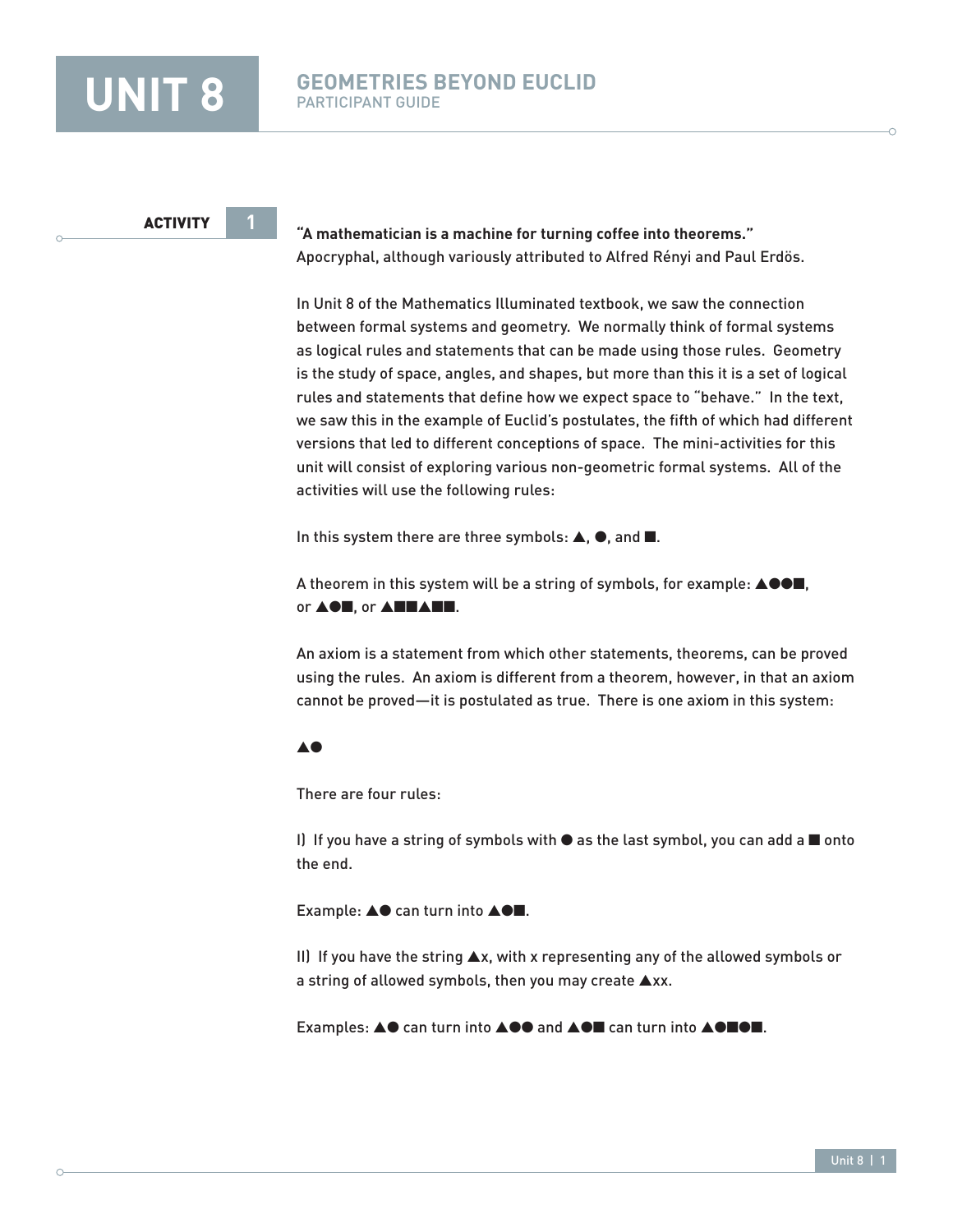**UNIT 8**

# GEOMETRIES BEYOND EUCLID

PARTICIPANT GUIDE

## ACTIVITY 1

**"A mathematician is a machine for turning coffee into theorems."**
Apocryphal, although variously attributed to Alfred Rényi and Paul Erdös.

In Unit 8 of the Mathematics Illuminated textbook, we saw the connection between formal systems and geometry. We normally think of formal systems as logical rules and statements that can be made using those rules. Geometry is the study of space, angles, and shapes, but more than this it is a set of logical rules and statements that define how we expect space to "behave." In the text, we saw this in the example of Euclid's postulates, the fifth of which had different versions that led to different conceptions of space. The mini-activities for this unit will consist of exploring various non-geometric formal systems. All of the activities will use the following rules:

In this system there are three symbols: ▲, ●, and ■.

A theorem in this system will be a string of symbols, for example: ▲●●■, or ▲●■, or ▲■■▲■■.

An axiom is a statement from which other statements, theorems, can be proved using the rules. An axiom is different from a theorem, however, in that an axiom cannot be proved—it is postulated as true. There is one axiom in this system:

▲●

There are four rules:

I) If you have a string of symbols with ● as the last symbol, you can add a ■ onto the end.

Example: ▲● can turn into ▲●■.

II) If you have the string ▲x, with x representing any of the allowed symbols or a string of allowed symbols, then you may create ▲xx.

Examples: ▲● can turn into ▲●● and ▲●■ can turn into ▲●■●■.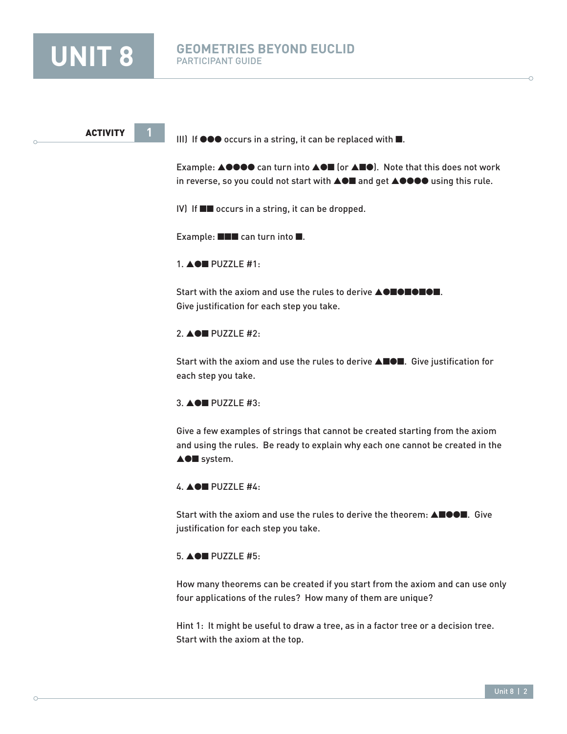**ACTIVITY 1**

III) If ●●● occurs in a string, it can be replaced with ■.

Example: ▲●●●● can turn into ▲●■ (or ▲■●). Note that this does not work in reverse, so you could not start with ▲●■ and get ▲●●●● using this rule.

IV) If ■■ occurs in a string, it can be dropped.

Example: ■■■ can turn into ■.

1. ▲●■ PUZZLE #1:

Start with the axiom and use the rules to derive ▲●■●■●■●■.
Give justification for each step you take.

2. ▲●■ PUZZLE #2:

Start with the axiom and use the rules to derive ▲■●■. Give justification for each step you take.

3. ▲●■ PUZZLE #3:

Give a few examples of strings that cannot be created starting from the axiom and using the rules. Be ready to explain why each one cannot be created in the ▲●■ system.

4. ▲●■ PUZZLE #4:

Start with the axiom and use the rules to derive the theorem: ▲■●●■. Give justification for each step you take.

5. ▲●■ PUZZLE #5:

How many theorems can be created if you start from the axiom and can use only four applications of the rules? How many of them are unique?

Hint 1: It might be useful to draw a tree, as in a factor tree or a decision tree. Start with the axiom at the top.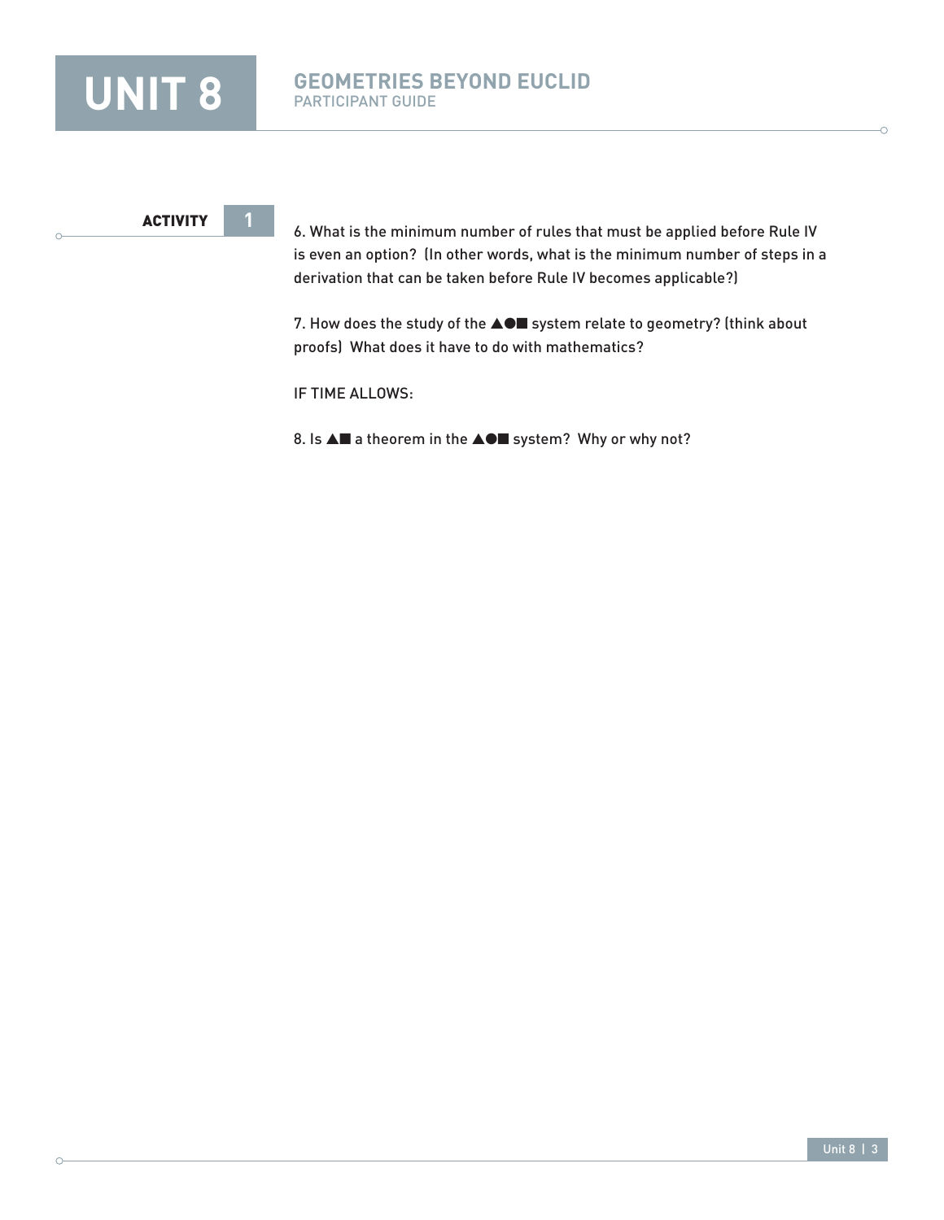**ACTIVITY 1**

6. What is the minimum number of rules that must be applied before Rule IV is even an option? (In other words, what is the minimum number of steps in a derivation that can be taken before Rule IV becomes applicable?)

7. How does the study of the ▲●■ system relate to geometry? (think about proofs) What does it have to do with mathematics?

IF TIME ALLOWS:

8. Is ▲■ a theorem in the ▲●■ system? Why or why not?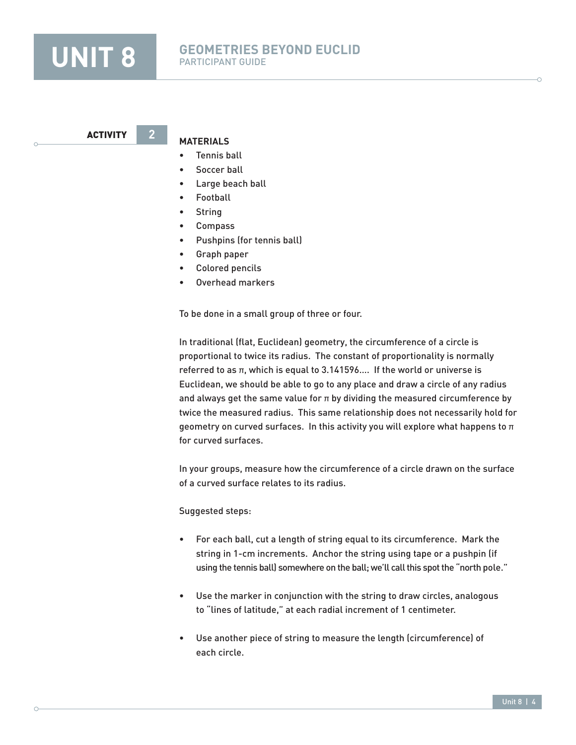## ACTIVITY 2

### MATERIALS

- Tennis ball
- Soccer ball
- Large beach ball
- Football
- String
- Compass
- Pushpins (for tennis ball)
- Graph paper
- Colored pencils
- Overhead markers

To be done in a small group of three or four.

In traditional (flat, Euclidean) geometry, the circumference of a circle is proportional to twice its radius. The constant of proportionality is normally referred to as $\pi$, which is equal to 3.141596.... If the world or universe is Euclidean, we should be able to go to any place and draw a circle of any radius and always get the same value for $\pi$ by dividing the measured circumference by twice the measured radius. This same relationship does not necessarily hold for geometry on curved surfaces. In this activity you will explore what happens to $\pi$ for curved surfaces.

In your groups, measure how the circumference of a circle drawn on the surface of a curved surface relates to its radius.

Suggested steps:

- For each ball, cut a length of string equal to its circumference. Mark the string in 1-cm increments. Anchor the string using tape or a pushpin (if using the tennis ball) somewhere on the ball; we'll call this spot the "north pole."
- Use the marker in conjunction with the string to draw circles, analogous to "lines of latitude," at each radial increment of 1 centimeter.
- Use another piece of string to measure the length (circumference) of each circle.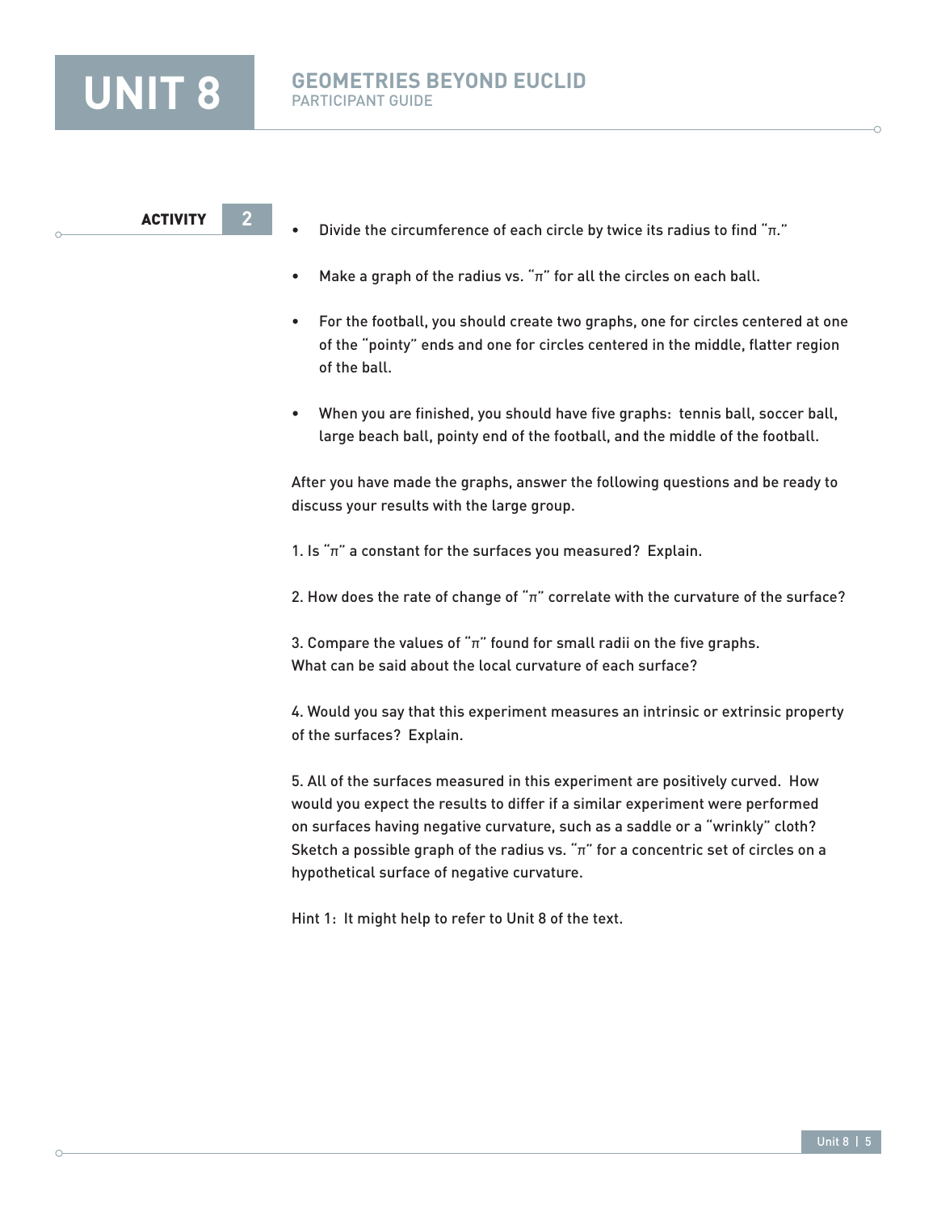**ACTIVITY 2**

- Divide the circumference of each circle by twice its radius to find "π."
- Make a graph of the radius vs. "π" for all the circles on each ball.
- For the football, you should create two graphs, one for circles centered at one of the "pointy" ends and one for circles centered in the middle, flatter region of the ball.
- When you are finished, you should have five graphs: tennis ball, soccer ball, large beach ball, pointy end of the football, and the middle of the football.

After you have made the graphs, answer the following questions and be ready to discuss your results with the large group.

1. Is "π" a constant for the surfaces you measured? Explain.

2. How does the rate of change of "π" correlate with the curvature of the surface?

3. Compare the values of "π" found for small radii on the five graphs.
What can be said about the local curvature of each surface?

4. Would you say that this experiment measures an intrinsic or extrinsic property of the surfaces? Explain.

5. All of the surfaces measured in this experiment are positively curved. How would you expect the results to differ if a similar experiment were performed on surfaces having negative curvature, such as a saddle or a "wrinkly" cloth? Sketch a possible graph of the radius vs. "π" for a concentric set of circles on a hypothetical surface of negative curvature.

Hint 1: It might help to refer to Unit 8 of the text.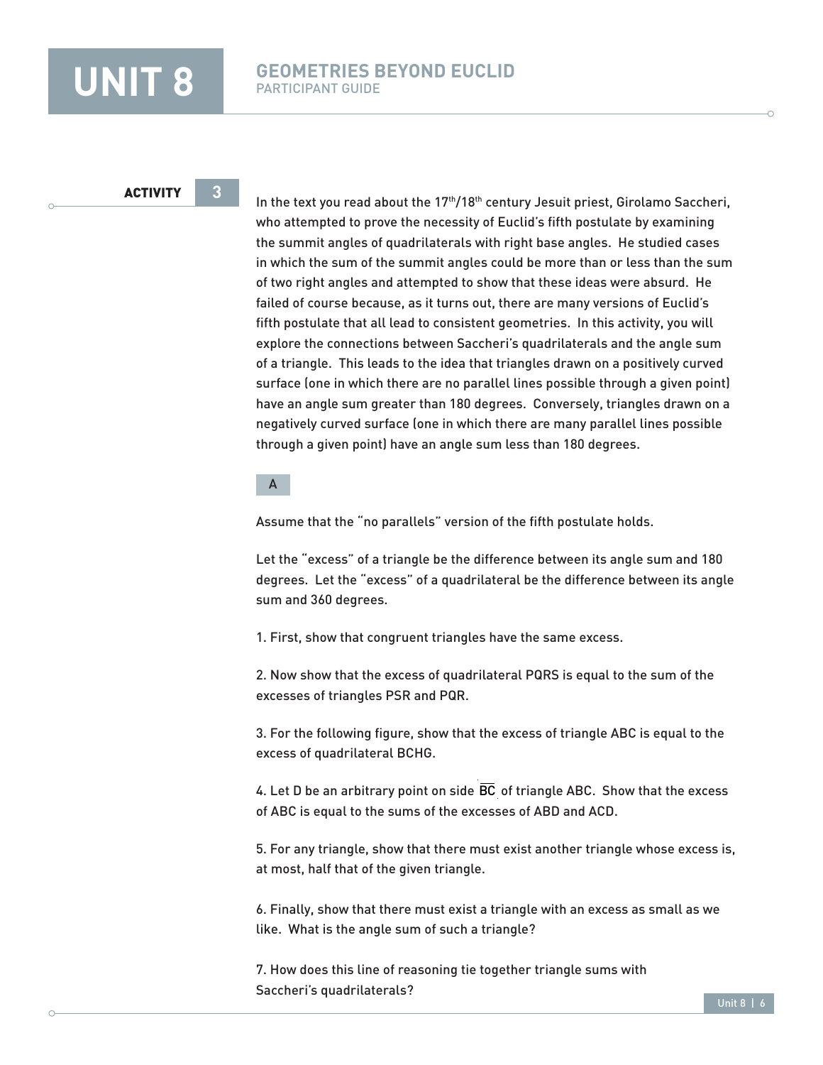## ACTIVITY 3

In the text you read about the 17th/18th century Jesuit priest, Girolamo Saccheri, who attempted to prove the necessity of Euclid's fifth postulate by examining the summit angles of quadrilaterals with right base angles. He studied cases in which the sum of the summit angles could be more than or less than the sum of two right angles and attempted to show that these ideas were absurd. He failed of course because, as it turns out, there are many versions of Euclid's fifth postulate that all lead to consistent geometries. In this activity, you will explore the connections between Saccheri's quadrilaterals and the angle sum of a triangle. This leads to the idea that triangles drawn on a positively curved surface (one in which there are no parallel lines possible through a given point) have an angle sum greater than 180 degrees. Conversely, triangles drawn on a negatively curved surface (one in which there are many parallel lines possible through a given point) have an angle sum less than 180 degrees.

### A

Assume that the "no parallels" version of the fifth postulate holds.

Let the "excess" of a triangle be the difference between its angle sum and 180 degrees. Let the "excess" of a quadrilateral be the difference between its angle sum and 360 degrees.

1. First, show that congruent triangles have the same excess.

2. Now show that the excess of quadrilateral PQRS is equal to the sum of the excesses of triangles PSR and PQR.

3. For the following figure, show that the excess of triangle ABC is equal to the excess of quadrilateral BCHG.

4. Let D be an arbitrary point on side $\overline{BC}$ of triangle ABC. Show that the excess of ABC is equal to the sums of the excesses of ABD and ACD.

5. For any triangle, show that there must exist another triangle whose excess is, at most, half that of the given triangle.

6. Finally, show that there must exist a triangle with an excess as small as we like. What is the angle sum of such a triangle?

7. How does this line of reasoning tie together triangle sums with Saccheri's quadrilaterals?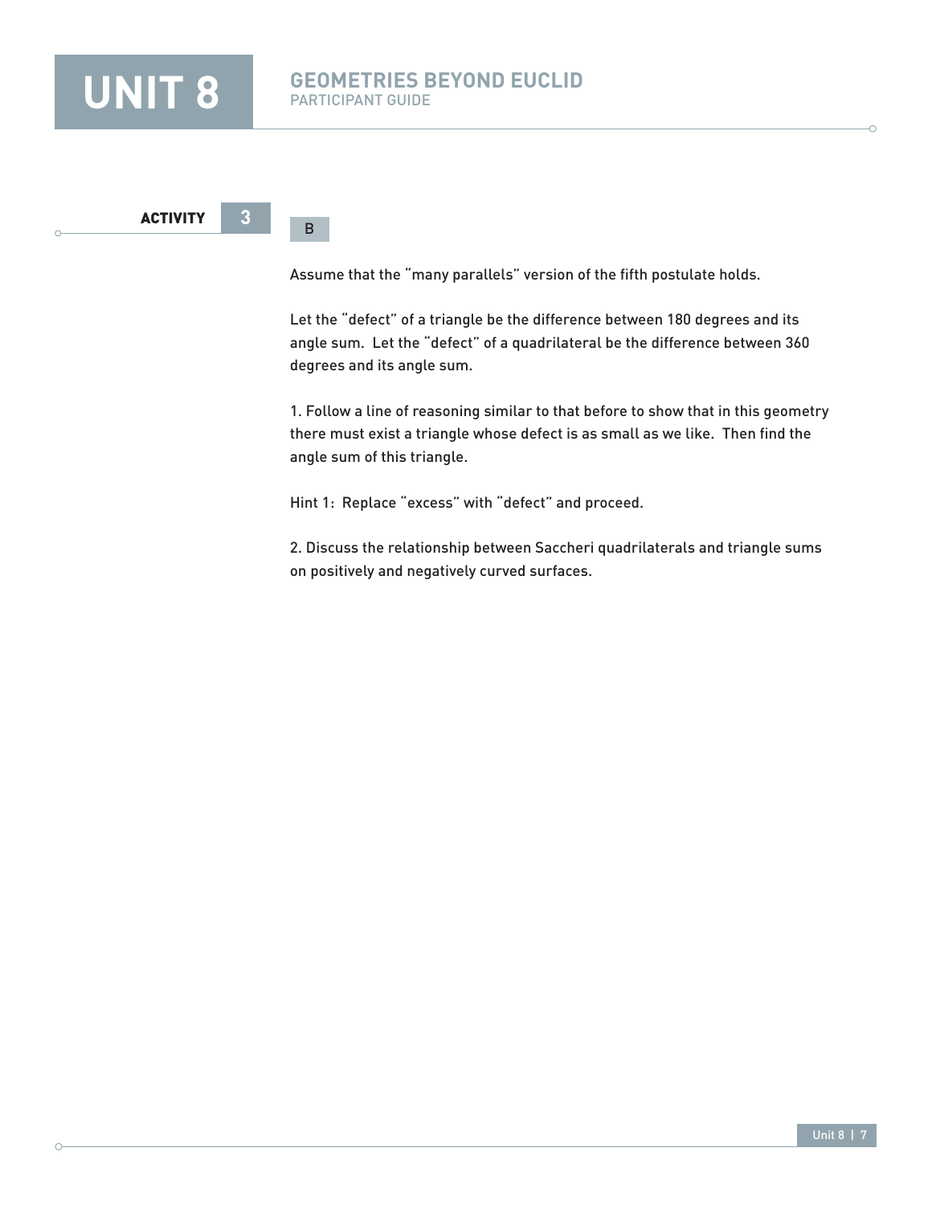## ACTIVITY 3

### B

Assume that the "many parallels" version of the fifth postulate holds.

Let the "defect" of a triangle be the difference between 180 degrees and its angle sum. Let the "defect" of a quadrilateral be the difference between 360 degrees and its angle sum.

1. Follow a line of reasoning similar to that before to show that in this geometry there must exist a triangle whose defect is as small as we like. Then find the angle sum of this triangle.

Hint 1: Replace "excess" with "defect" and proceed.

2. Discuss the relationship between Saccheri quadrilaterals and triangle sums on positively and negatively curved surfaces.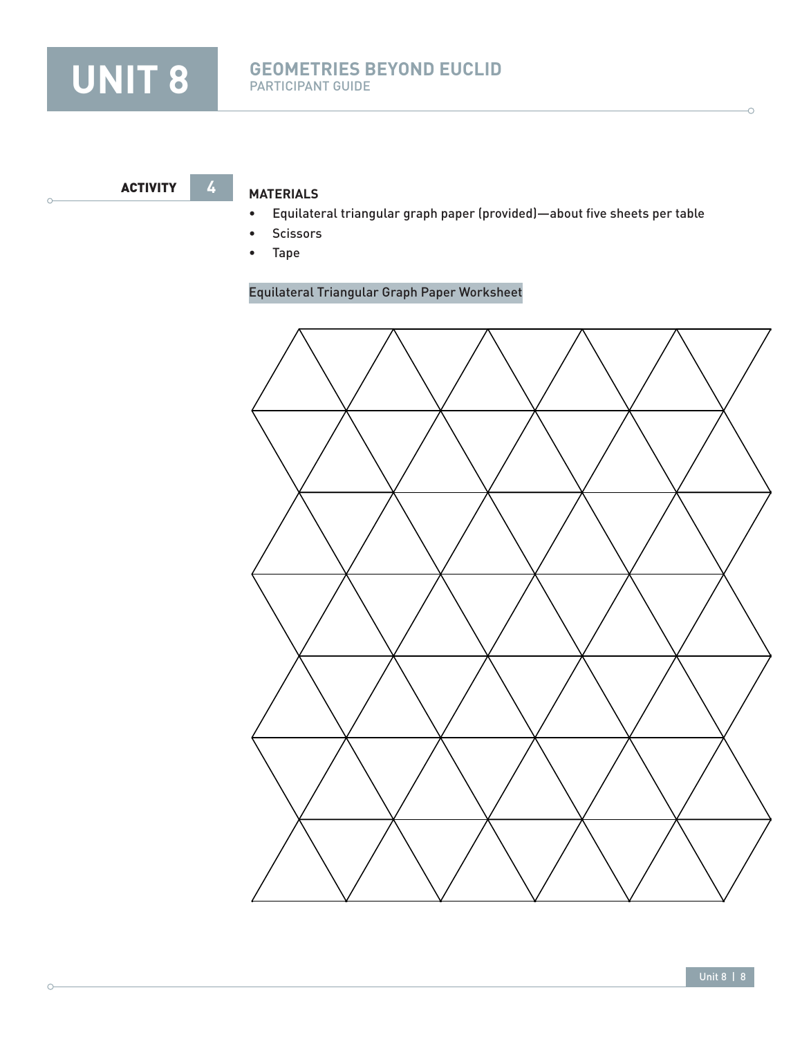## ACTIVITY 4

### MATERIALS

- Equilateral triangular graph paper (provided)—about five sheets per table
- Scissors
- Tape

Equilateral Triangular Graph Paper Worksheet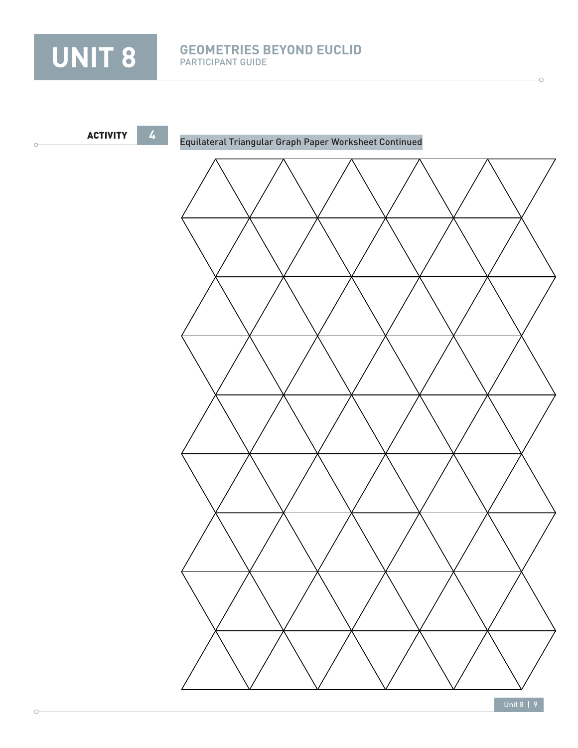**ACTIVITY 4**

Equilateral Triangular Graph Paper Worksheet Continued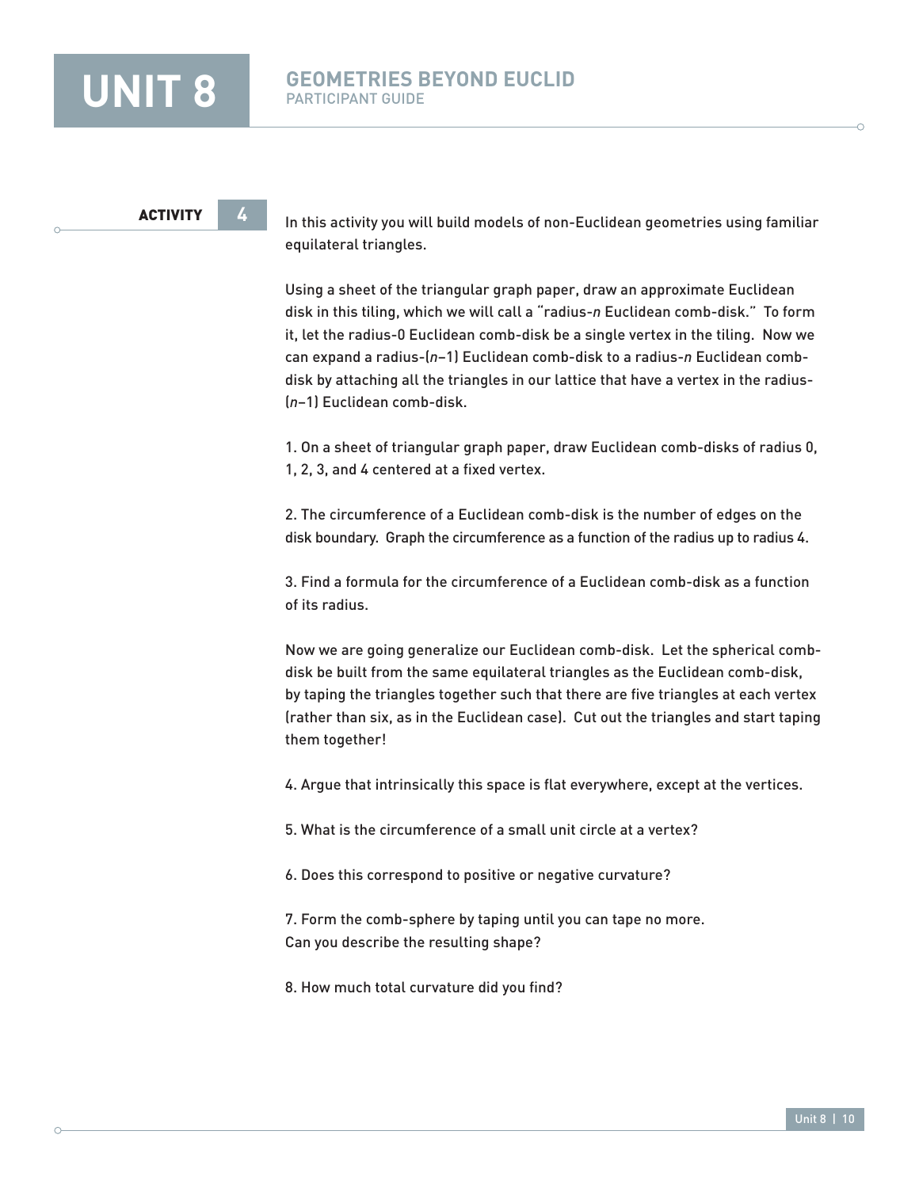## ACTIVITY 4

In this activity you will build models of non-Euclidean geometries using familiar equilateral triangles.

Using a sheet of the triangular graph paper, draw an approximate Euclidean disk in this tiling, which we will call a "radius-$n$ Euclidean comb-disk." To form it, let the radius-0 Euclidean comb-disk be a single vertex in the tiling. Now we can expand a radius-($n$–1) Euclidean comb-disk to a radius-$n$ Euclidean comb-disk by attaching all the triangles in our lattice that have a vertex in the radius-($n$–1) Euclidean comb-disk.

1. On a sheet of triangular graph paper, draw Euclidean comb-disks of radius 0, 1, 2, 3, and 4 centered at a fixed vertex.

2. The circumference of a Euclidean comb-disk is the number of edges on the disk boundary. Graph the circumference as a function of the radius up to radius 4.

3. Find a formula for the circumference of a Euclidean comb-disk as a function of its radius.

Now we are going generalize our Euclidean comb-disk. Let the spherical comb-disk be built from the same equilateral triangles as the Euclidean comb-disk, by taping the triangles together such that there are five triangles at each vertex (rather than six, as in the Euclidean case). Cut out the triangles and start taping them together!

4. Argue that intrinsically this space is flat everywhere, except at the vertices.

5. What is the circumference of a small unit circle at a vertex?

6. Does this correspond to positive or negative curvature?

7. Form the comb-sphere by taping until you can tape no more.
Can you describe the resulting shape?

8. How much total curvature did you find?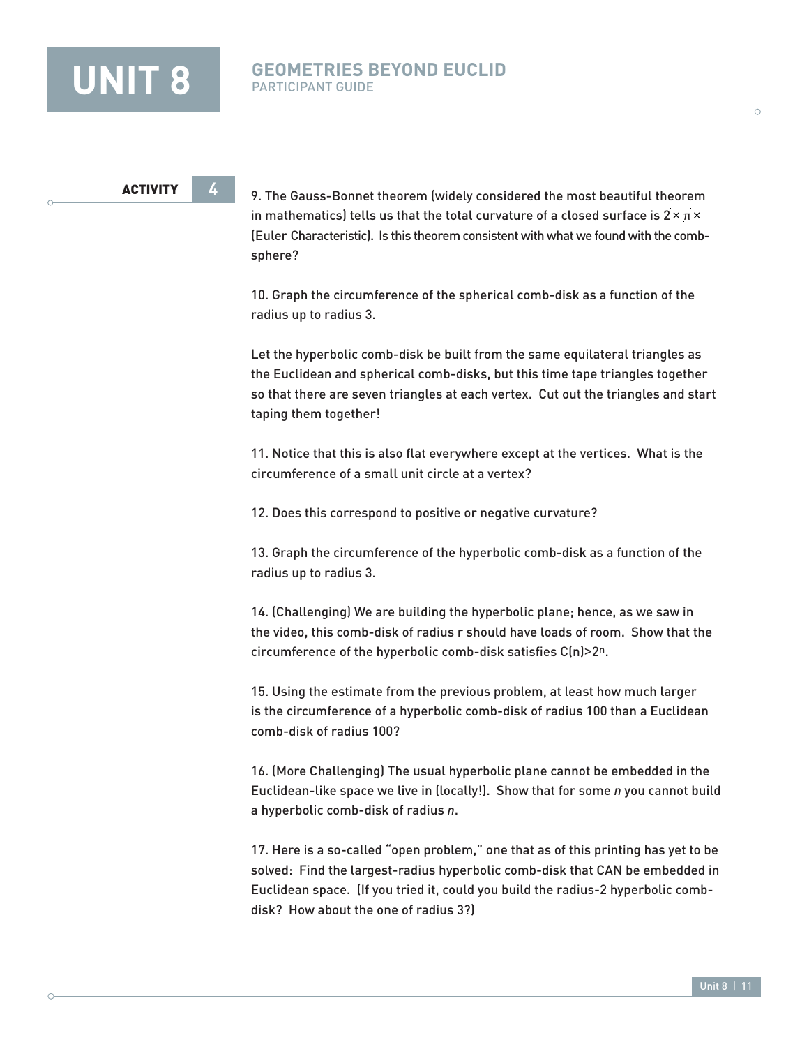**ACTIVITY 4**

9. The Gauss-Bonnet theorem (widely considered the most beautiful theorem in mathematics) tells us that the total curvature of a closed surface is $2 \times \pi \times$ (Euler Characteristic). Is this theorem consistent with what we found with the comb-sphere?

10. Graph the circumference of the spherical comb-disk as a function of the radius up to radius 3.

Let the hyperbolic comb-disk be built from the same equilateral triangles as the Euclidean and spherical comb-disks, but this time tape triangles together so that there are seven triangles at each vertex. Cut out the triangles and start taping them together!

11. Notice that this is also flat everywhere except at the vertices. What is the circumference of a small unit circle at a vertex?

12. Does this correspond to positive or negative curvature?

13. Graph the circumference of the hyperbolic comb-disk as a function of the radius up to radius 3.

14. (Challenging) We are building the hyperbolic plane; hence, as we saw in the video, this comb-disk of radius r should have loads of room. Show that the circumference of the hyperbolic comb-disk satisfies $C(n)>2^n$.

15. Using the estimate from the previous problem, at least how much larger is the circumference of a hyperbolic comb-disk of radius 100 than a Euclidean comb-disk of radius 100?

16. (More Challenging) The usual hyperbolic plane cannot be embedded in the Euclidean-like space we live in (locally!). Show that for some *n* you cannot build a hyperbolic comb-disk of radius *n*.

17. Here is a so-called "open problem," one that as of this printing has yet to be solved: Find the largest-radius hyperbolic comb-disk that CAN be embedded in Euclidean space. (If you tried it, could you build the radius-2 hyperbolic comb-disk? How about the one of radius 3?)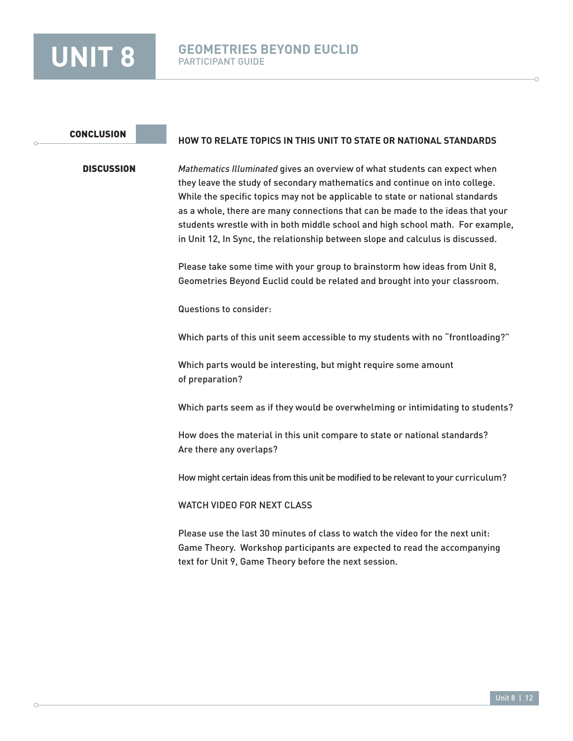## CONCLUSION

### HOW TO RELATE TOPICS IN THIS UNIT TO STATE OR NATIONAL STANDARDS

**DISCUSSION**

*Mathematics Illuminated* gives an overview of what students can expect when they leave the study of secondary mathematics and continue on into college. While the specific topics may not be applicable to state or national standards as a whole, there are many connections that can be made to the ideas that your students wrestle with in both middle school and high school math. For example, in Unit 12, In Sync, the relationship between slope and calculus is discussed.

Please take some time with your group to brainstorm how ideas from Unit 8, Geometries Beyond Euclid could be related and brought into your classroom.

Questions to consider:

Which parts of this unit seem accessible to my students with no "frontloading?"

Which parts would be interesting, but might require some amount of preparation?

Which parts seem as if they would be overwhelming or intimidating to students?

How does the material in this unit compare to state or national standards? Are there any overlaps?

How might certain ideas from this unit be modified to be relevant to your curriculum?

WATCH VIDEO FOR NEXT CLASS

Please use the last 30 minutes of class to watch the video for the next unit: Game Theory. Workshop participants are expected to read the accompanying text for Unit 9, Game Theory before the next session.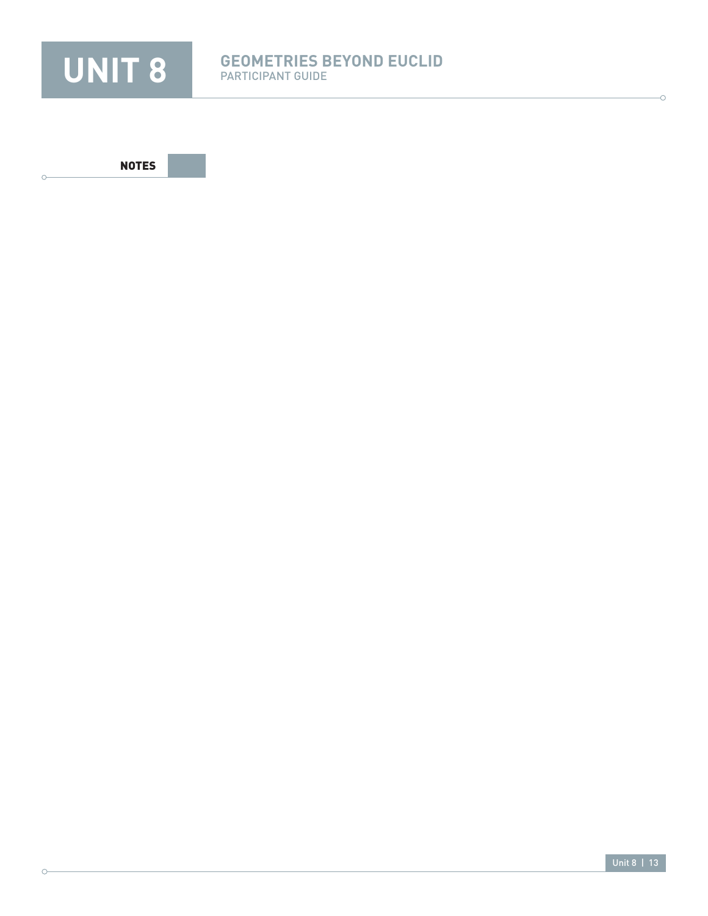NOTES